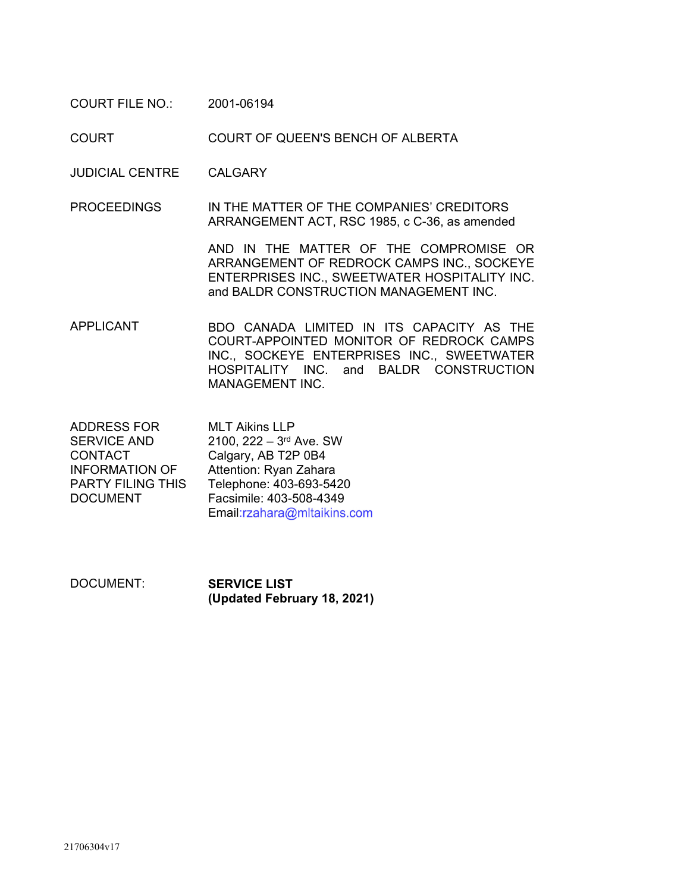| | |
|---|---|
| COURT FILE NO.: | 2001-06194 |
| COURT | COURT OF QUEEN'S BENCH OF ALBERTA |
| JUDICIAL CENTRE | CALGARY |
| PROCEEDINGS | IN THE MATTER OF THE COMPANIES' CREDITORS ARRANGEMENT ACT, RSC 1985, c C-36, as amended<br><br>AND IN THE MATTER OF THE COMPROMISE OR ARRANGEMENT OF REDROCK CAMPS INC., SOCKEYE ENTERPRISES INC., SWEETWATER HOSPITALITY INC. and BALDR CONSTRUCTION MANAGEMENT INC. |
| APPLICANT | BDO CANADA LIMITED IN ITS CAPACITY AS THE COURT-APPOINTED MONITOR OF REDROCK CAMPS INC., SOCKEYE ENTERPRISES INC., SWEETWATER HOSPITALITY INC. and BALDR CONSTRUCTION MANAGEMENT INC. |
| ADDRESS FOR SERVICE AND CONTACT INFORMATION OF PARTY FILING THIS DOCUMENT | MLT Aikins LLP<br>2100, 222 – 3rd Ave. SW<br>Calgary, AB T2P 0B4<br>Attention: Ryan Zahara<br>Telephone: 403-693-5420<br>Facsimile: 403-508-4349<br>Email:rzahara@mltaikins.com |
| DOCUMENT: | **SERVICE LIST**<br>**(Updated February 18, 2021)** |

21706304v17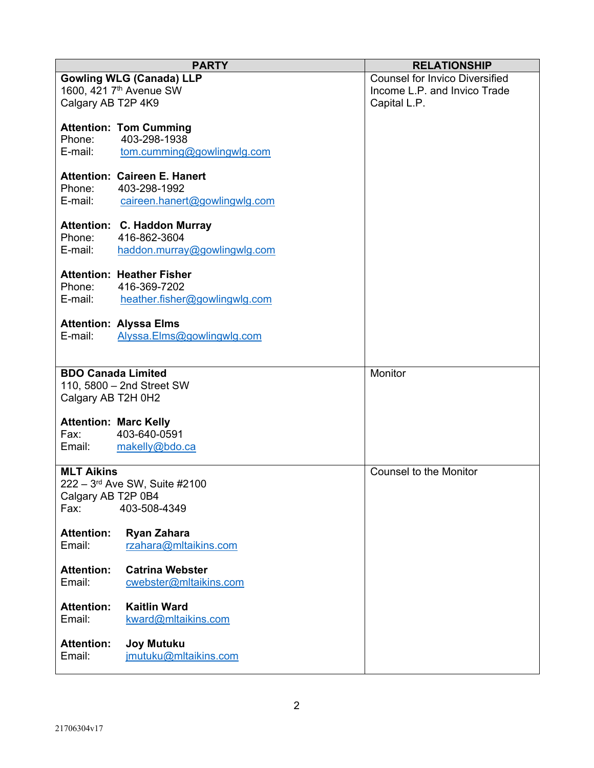| PARTY | RELATIONSHIP |
| --- | --- |
| **Gowling WLG (Canada) LLP**<br>1600, 421 7th Avenue SW<br>Calgary AB T2P 4K9<br><br>**Attention: Tom Cumming**<br>Phone: 403-298-1938<br>E-mail: tom.cumming@gowlingwlg.com<br><br>**Attention: Caireen E. Hanert**<br>Phone: 403-298-1992<br>E-mail: caireen.hanert@gowlingwlg.com<br><br>**Attention: C. Haddon Murray**<br>Phone: 416-862-3604<br>E-mail: haddon.murray@gowlingwlg.com<br><br>**Attention: Heather Fisher**<br>Phone: 416-369-7202<br>E-mail: heather.fisher@gowlingwlg.com<br><br>**Attention: Alyssa Elms**<br>E-mail: Alyssa.Elms@gowlingwlg.com | Counsel for Invico Diversified Income L.P. and Invico Trade Capital L.P. |
| **BDO Canada Limited**<br>110, 5800 – 2nd Street SW<br>Calgary AB T2H 0H2<br><br>**Attention: Marc Kelly**<br>Fax: 403-640-0591<br>Email: makelly@bdo.ca | Monitor |
| **MLT Aikins**<br>222 – 3rd Ave SW, Suite #2100<br>Calgary AB T2P 0B4<br>Fax: 403-508-4349<br><br>**Attention: Ryan Zahara**<br>Email: rzahara@mltaikins.com<br><br>**Attention: Catrina Webster**<br>Email: cwebster@mltaikins.com<br><br>**Attention: Kaitlin Ward**<br>Email: kward@mltaikins.com<br><br>**Attention: Joy Mutuku**<br>Email: jmutuku@mltaikins.com | Counsel to the Monitor |

21706304v17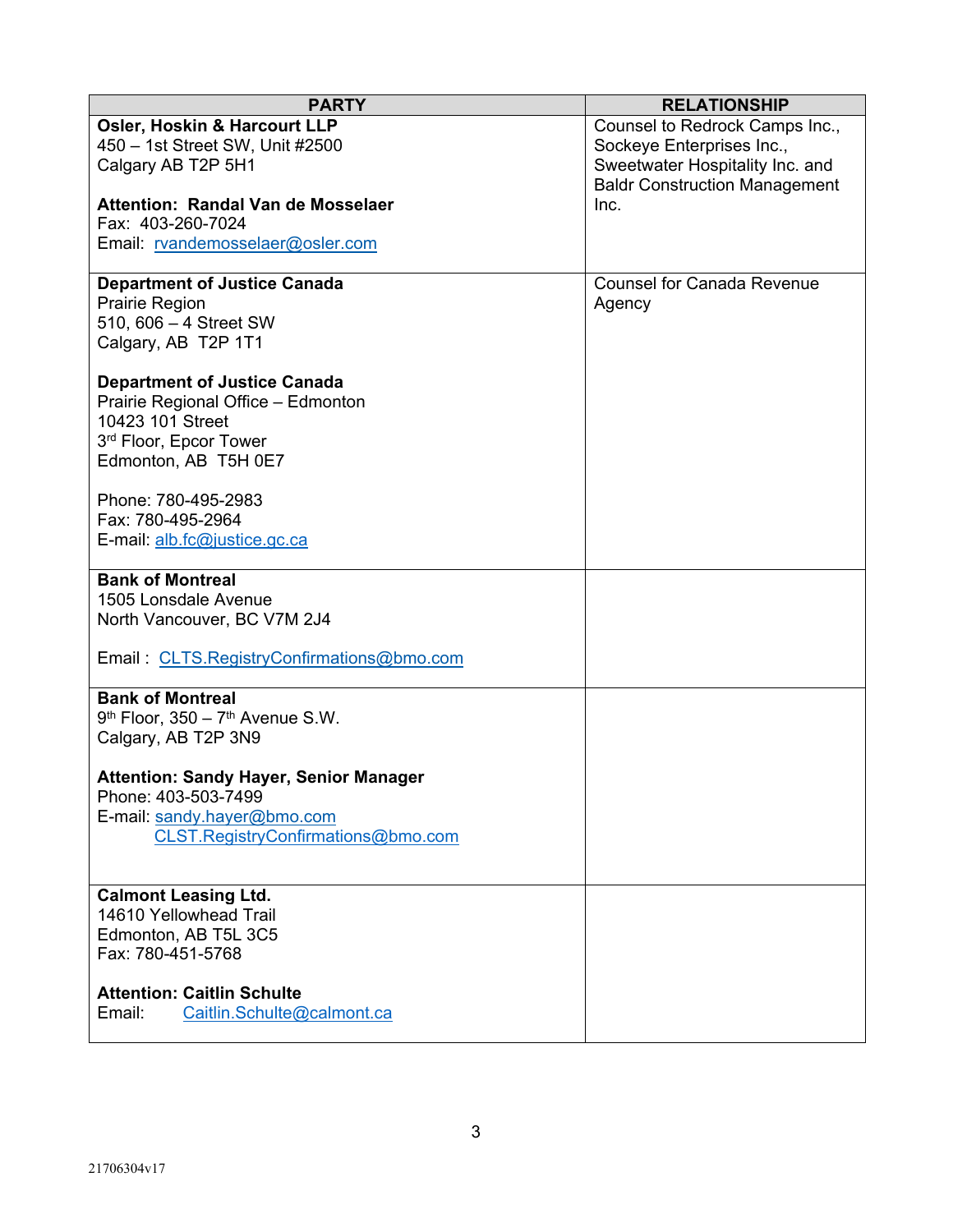| PARTY | RELATIONSHIP |
| --- | --- |
| **Osler, Hoskin & Harcourt LLP**<br>450 – 1st Street SW, Unit #2500<br>Calgary AB T2P 5H1<br><br>**Attention: Randal Van de Mosselaer**<br>Fax: 403-260-7024<br>Email: rvandemosselaer@osler.com | Counsel to Redrock Camps Inc., Sockeye Enterprises Inc., Sweetwater Hospitality Inc. and Baldr Construction Management Inc. |
| **Department of Justice Canada**<br>Prairie Region<br>510, 606 – 4 Street SW<br>Calgary, AB T2P 1T1<br><br>**Department of Justice Canada**<br>Prairie Regional Office – Edmonton<br>10423 101 Street<br>3rd Floor, Epcor Tower<br>Edmonton, AB T5H 0E7<br><br>Phone: 780-495-2983<br>Fax: 780-495-2964<br>E-mail: alb.fc@justice.gc.ca | Counsel for Canada Revenue Agency |
| **Bank of Montreal**<br>1505 Lonsdale Avenue<br>North Vancouver, BC V7M 2J4<br><br>Email : CLTS.RegistryConfirmations@bmo.com | |
| **Bank of Montreal**<br>9th Floor, 350 – 7th Avenue S.W.<br>Calgary, AB T2P 3N9<br><br>**Attention: Sandy Hayer, Senior Manager**<br>Phone: 403-503-7499<br>E-mail: sandy.hayer@bmo.com<br>CLST.RegistryConfirmations@bmo.com | |
| **Calmont Leasing Ltd.**<br>14610 Yellowhead Trail<br>Edmonton, AB T5L 3C5<br>Fax: 780-451-5768<br><br>**Attention: Caitlin Schulte**<br>Email: Caitlin.Schulte@calmont.ca | |

21706304v17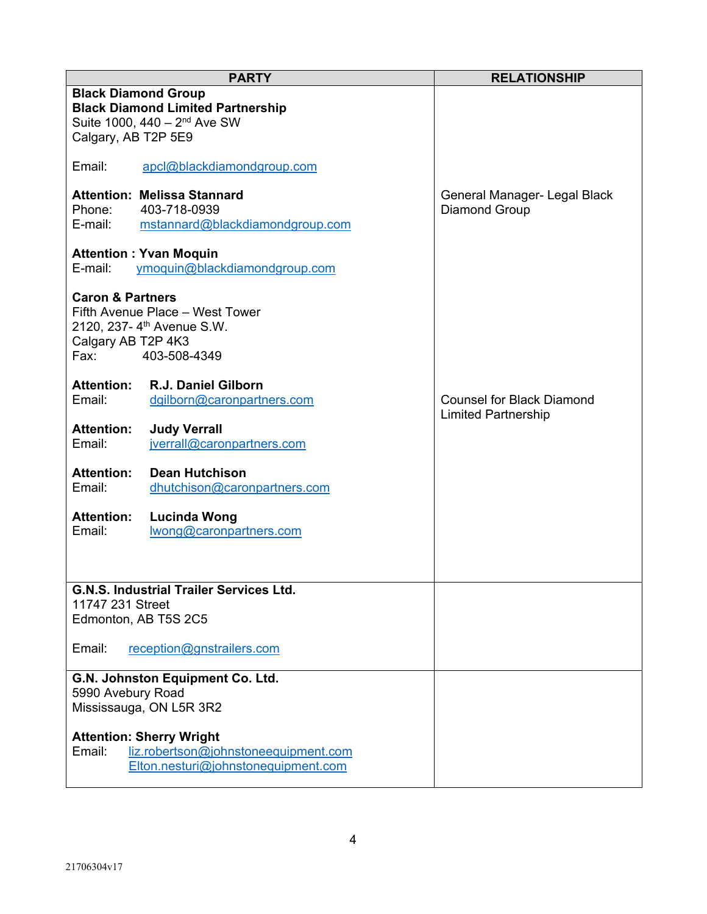| PARTY | RELATIONSHIP |
|---|---|
| **Black Diamond Group**<br>**Black Diamond Limited Partnership**<br>Suite 1000, 440 – 2nd Ave SW<br>Calgary, AB T2P 5E9<br><br>Email: apcl@blackdiamondgroup.com<br><br>**Attention: Melissa Stannard**<br>Phone: 403-718-0939<br>E-mail: mstannard@blackdiamondgroup.com<br><br>**Attention : Yvan Moquin**<br>E-mail: ymoquin@blackdiamondgroup.com | <br><br><br><br><br><br><br>General Manager- Legal Black Diamond Group |
| **Caron & Partners**<br>Fifth Avenue Place – West Tower<br>2120, 237- 4th Avenue S.W.<br>Calgary AB T2P 4K3<br>Fax: 403-508-4349<br><br>**Attention: R.J. Daniel Gilborn**<br>Email: dgilborn@caronpartners.com<br><br>**Attention: Judy Verrall**<br>Email: jverrall@caronpartners.com<br><br>**Attention: Dean Hutchison**<br>Email: dhutchison@caronpartners.com<br><br>**Attention: Lucinda Wong**<br>Email: lwong@caronpartners.com | Counsel for Black Diamond Limited Partnership |
| **G.N.S. Industrial Trailer Services Ltd.**<br>11747 231 Street<br>Edmonton, AB T5S 2C5<br><br>Email: reception@gnstrailers.com | |
| **G.N. Johnston Equipment Co. Ltd.**<br>5990 Avebury Road<br>Mississauga, ON L5R 3R2<br><br>**Attention: Sherry Wright**<br>Email: liz.robertson@johnstoneequipment.com<br>Elton.nesturi@johnstonequipment.com | |

21706304v17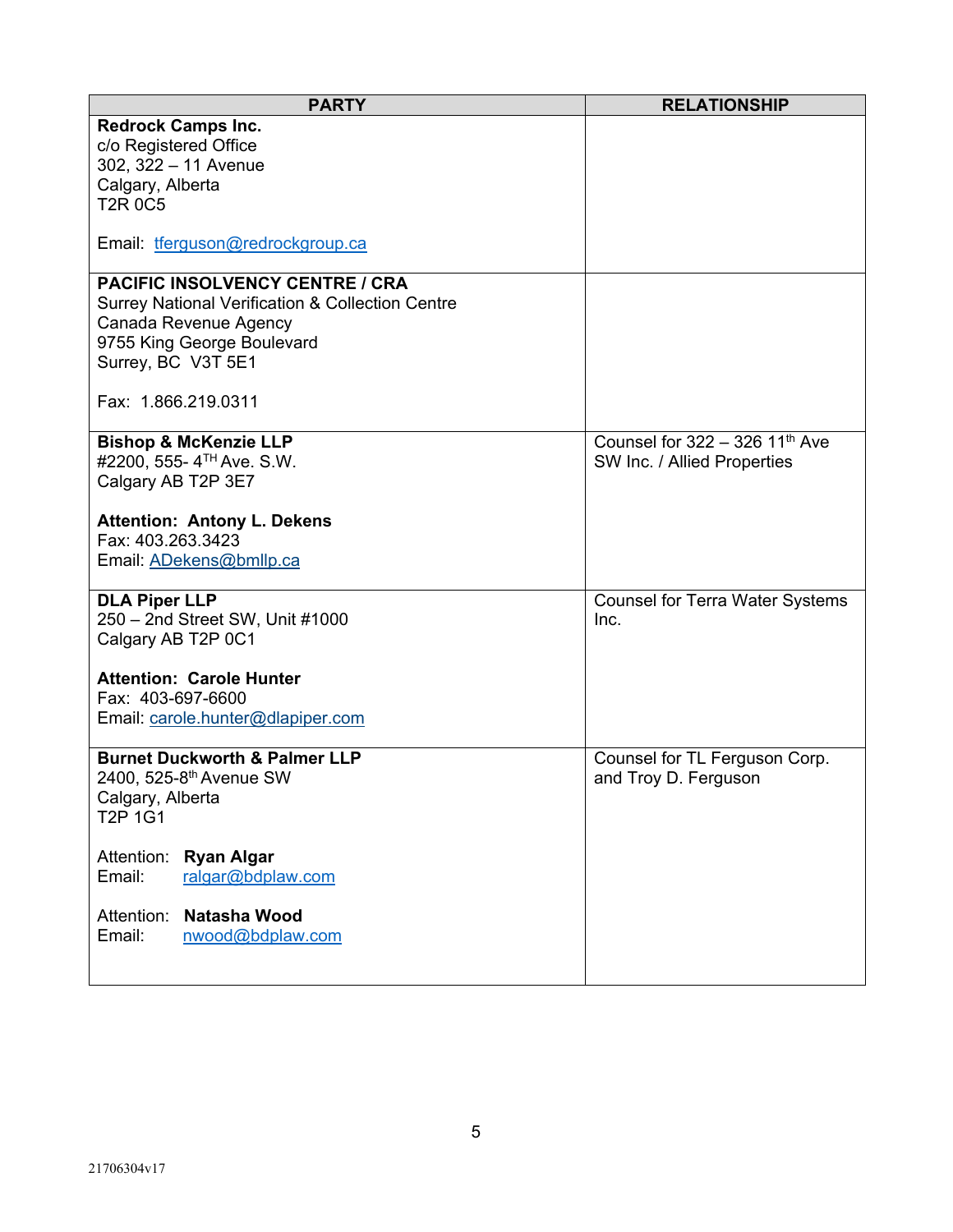| PARTY | RELATIONSHIP |
| --- | --- |
| **Redrock Camps Inc.**<br>c/o Registered Office<br>302, 322 – 11 Avenue<br>Calgary, Alberta<br>T2R 0C5<br><br>Email: tferguson@redrockgroup.ca | |
| **PACIFIC INSOLVENCY CENTRE / CRA**<br>Surrey National Verification & Collection Centre<br>Canada Revenue Agency<br>9755 King George Boulevard<br>Surrey, BC V3T 5E1<br><br>Fax: 1.866.219.0311 | |
| **Bishop & McKenzie LLP**<br>#2200, 555- 4TH Ave. S.W.<br>Calgary AB T2P 3E7<br><br>**Attention: Antony L. Dekens**<br>Fax: 403.263.3423<br>Email: ADekens@bmllp.ca | Counsel for 322 – 326 11th Ave SW Inc. / Allied Properties |
| **DLA Piper LLP**<br>250 – 2nd Street SW, Unit #1000<br>Calgary AB T2P 0C1<br><br>**Attention: Carole Hunter**<br>Fax: 403-697-6600<br>Email: carole.hunter@dlapiper.com | Counsel for Terra Water Systems Inc. |
| **Burnet Duckworth & Palmer LLP**<br>2400, 525-8th Avenue SW<br>Calgary, Alberta<br>T2P 1G1<br><br>Attention: **Ryan Algar**<br>Email: ralgar@bdplaw.com<br><br>Attention: **Natasha Wood**<br>Email: nwood@bdplaw.com | Counsel for TL Ferguson Corp. and Troy D. Ferguson |

21706304v17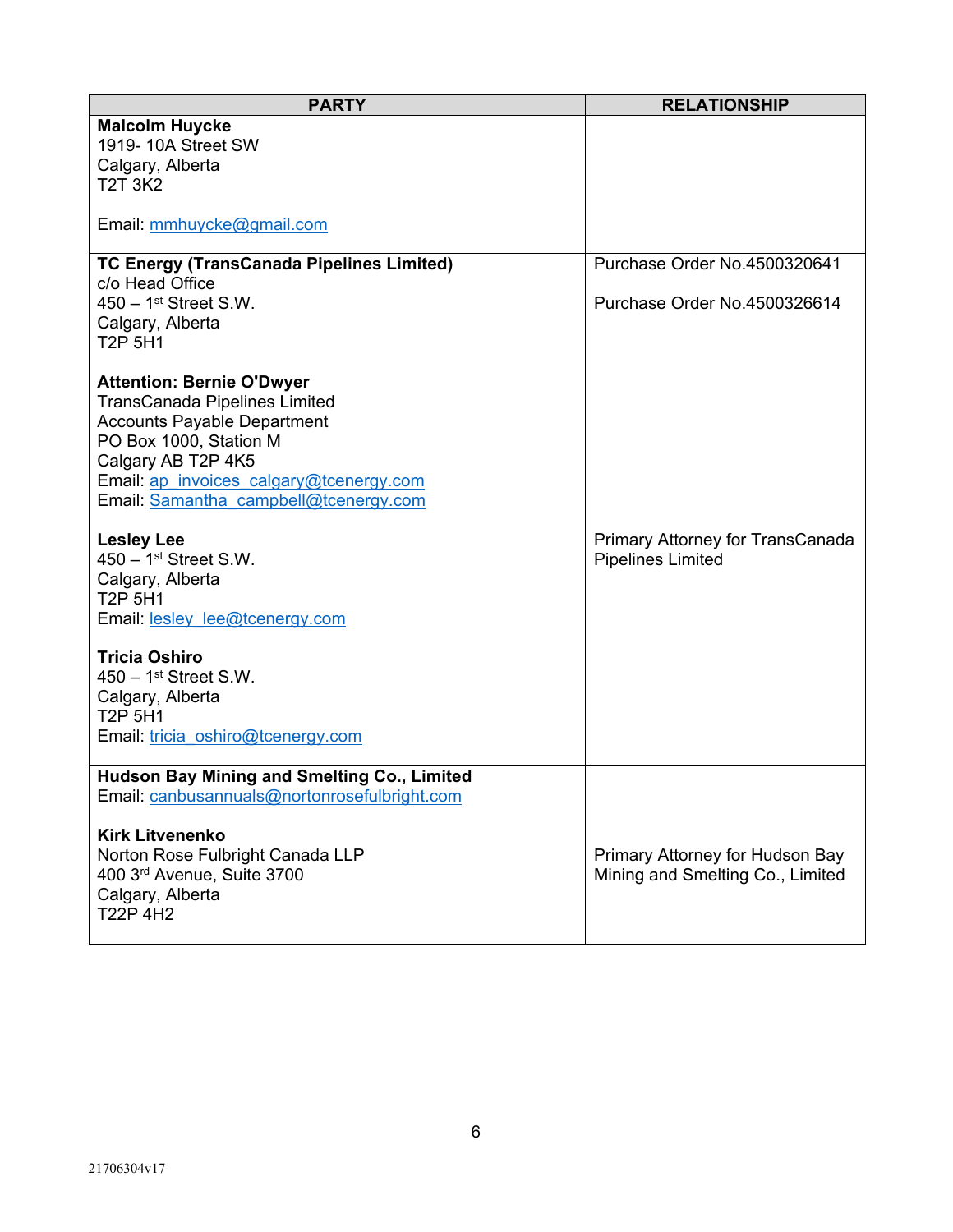| PARTY | RELATIONSHIP |
|---|---|
| **Malcolm Huycke**<br>1919- 10A Street SW<br>Calgary, Alberta<br>T2T 3K2<br><br>Email: mmhuycke@gmail.com | |
| **TC Energy (TransCanada Pipelines Limited)**<br>c/o Head Office<br>450 – 1st Street S.W.<br>Calgary, Alberta<br>T2P 5H1<br><br>**Attention: Bernie O'Dwyer**<br>TransCanada Pipelines Limited<br>Accounts Payable Department<br>PO Box 1000, Station M<br>Calgary AB T2P 4K5<br>Email: ap_invoices_calgary@tcenergy.com<br>Email: Samantha_campbell@tcenergy.com | Purchase Order No.4500320641<br><br>Purchase Order No.4500326614 |
| **Lesley Lee**<br>450 – 1st Street S.W.<br>Calgary, Alberta<br>T2P 5H1<br>Email: lesley_lee@tcenergy.com | Primary Attorney for TransCanada Pipelines Limited |
| **Tricia Oshiro**<br>450 – 1st Street S.W.<br>Calgary, Alberta<br>T2P 5H1<br>Email: tricia_oshiro@tcenergy.com | |
| **Hudson Bay Mining and Smelting Co., Limited**<br>Email: canbusannuals@nortonrosefulbright.com<br><br>**Kirk Litvenenko**<br>Norton Rose Fulbright Canada LLP<br>400 3rd Avenue, Suite 3700<br>Calgary, Alberta<br>T22P 4H2 | <br><br><br>Primary Attorney for Hudson Bay Mining and Smelting Co., Limited |

21706304v17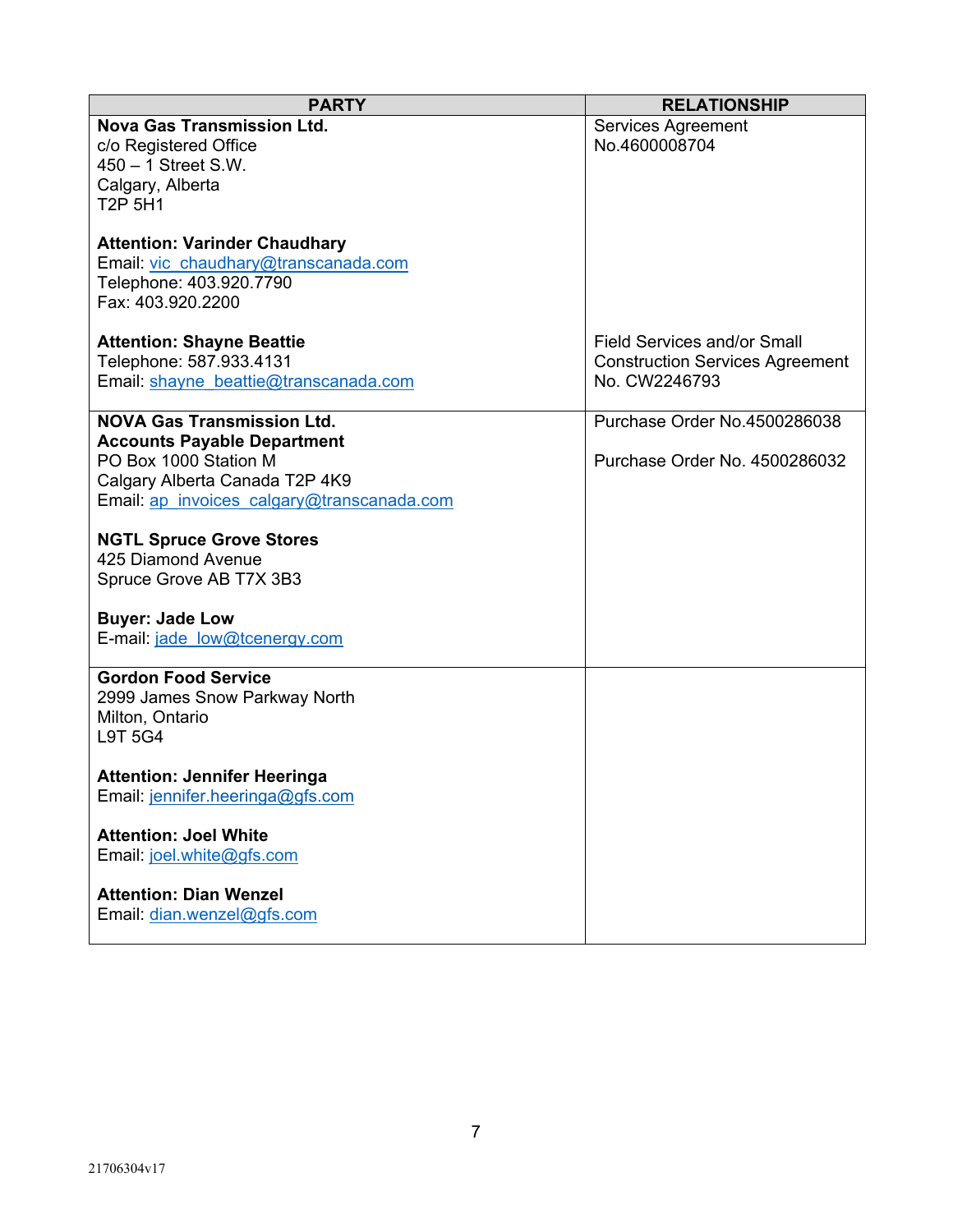| PARTY | RELATIONSHIP |
|---|---|
| **Nova Gas Transmission Ltd.**<br>c/o Registered Office<br>450 – 1 Street S.W.<br>Calgary, Alberta<br>T2P 5H1<br><br>**Attention: Varinder Chaudhary**<br>Email: vic_chaudhary@transcanada.com<br>Telephone: 403.920.7790<br>Fax: 403.920.2200<br><br>**Attention: Shayne Beattie**<br>Telephone: 587.933.4131<br>Email: shayne_beattie@transcanada.com | Services Agreement No.4600008704<br><br><br><br><br><br><br><br><br><br><br>Field Services and/or Small Construction Services Agreement No. CW2246793 |
| **NOVA Gas Transmission Ltd.**<br>**Accounts Payable Department**<br>PO Box 1000 Station M<br>Calgary Alberta Canada T2P 4K9<br>Email: ap_invoices_calgary@transcanada.com<br><br>**NGTL Spruce Grove Stores**<br>425 Diamond Avenue<br>Spruce Grove AB T7X 3B3<br><br>**Buyer: Jade Low**<br>E-mail: jade_low@tcenergy.com | Purchase Order No.4500286038<br><br>Purchase Order No. 4500286032 |
| **Gordon Food Service**<br>2999 James Snow Parkway North<br>Milton, Ontario<br>L9T 5G4<br><br>**Attention: Jennifer Heeringa**<br>Email: jennifer.heeringa@gfs.com<br><br>**Attention: Joel White**<br>Email: joel.white@gfs.com<br><br>**Attention: Dian Wenzel**<br>Email: dian.wenzel@gfs.com | |

21706304v17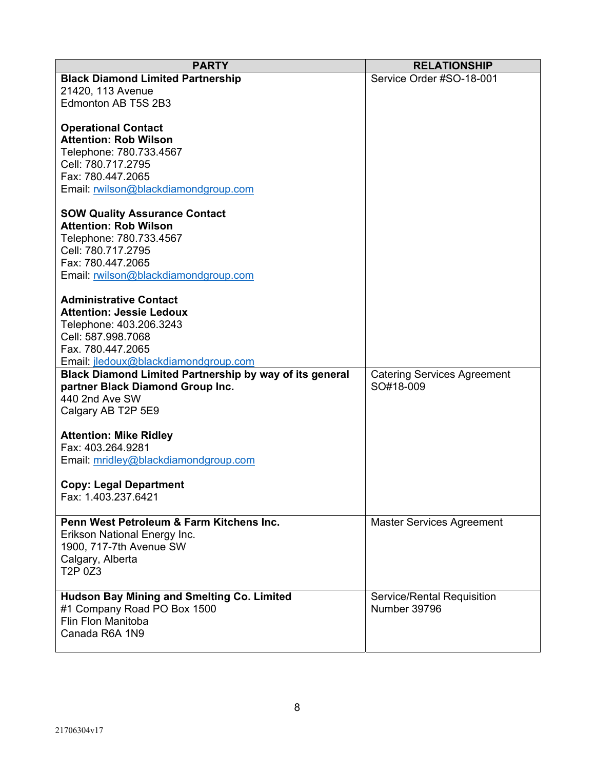| PARTY | RELATIONSHIP |
|---|---|
| **Black Diamond Limited Partnership**<br>21420, 113 Avenue<br>Edmonton AB T5S 2B3<br><br>**Operational Contact**<br>**Attention: Rob Wilson**<br>Telephone: 780.733.4567<br>Cell: 780.717.2795<br>Fax: 780.447.2065<br>Email: rwilson@blackdiamondgroup.com<br><br>**SOW Quality Assurance Contact**<br>**Attention: Rob Wilson**<br>Telephone: 780.733.4567<br>Cell: 780.717.2795<br>Fax: 780.447.2065<br>Email: rwilson@blackdiamondgroup.com<br><br>**Administrative Contact**<br>**Attention: Jessie Ledoux**<br>Telephone: 403.206.3243<br>Cell: 587.998.7068<br>Fax. 780.447.2065<br>Email: jledoux@blackdiamondgroup.com | Service Order #SO-18-001 |
| **Black Diamond Limited Partnership by way of its general partner Black Diamond Group Inc.**<br>440 2nd Ave SW<br>Calgary AB T2P 5E9<br><br>**Attention: Mike Ridley**<br>Fax: 403.264.9281<br>Email: mridley@blackdiamondgroup.com<br><br>**Copy: Legal Department**<br>Fax: 1.403.237.6421 | Catering Services Agreement SO#18-009 |
| **Penn West Petroleum & Farm Kitchens Inc.**<br>Erikson National Energy Inc.<br>1900, 717-7th Avenue SW<br>Calgary, Alberta<br>T2P 0Z3 | Master Services Agreement |
| **Hudson Bay Mining and Smelting Co. Limited**<br>#1 Company Road PO Box 1500<br>Flin Flon Manitoba<br>Canada R6A 1N9 | Service/Rental Requisition Number 39796 |

21706304v17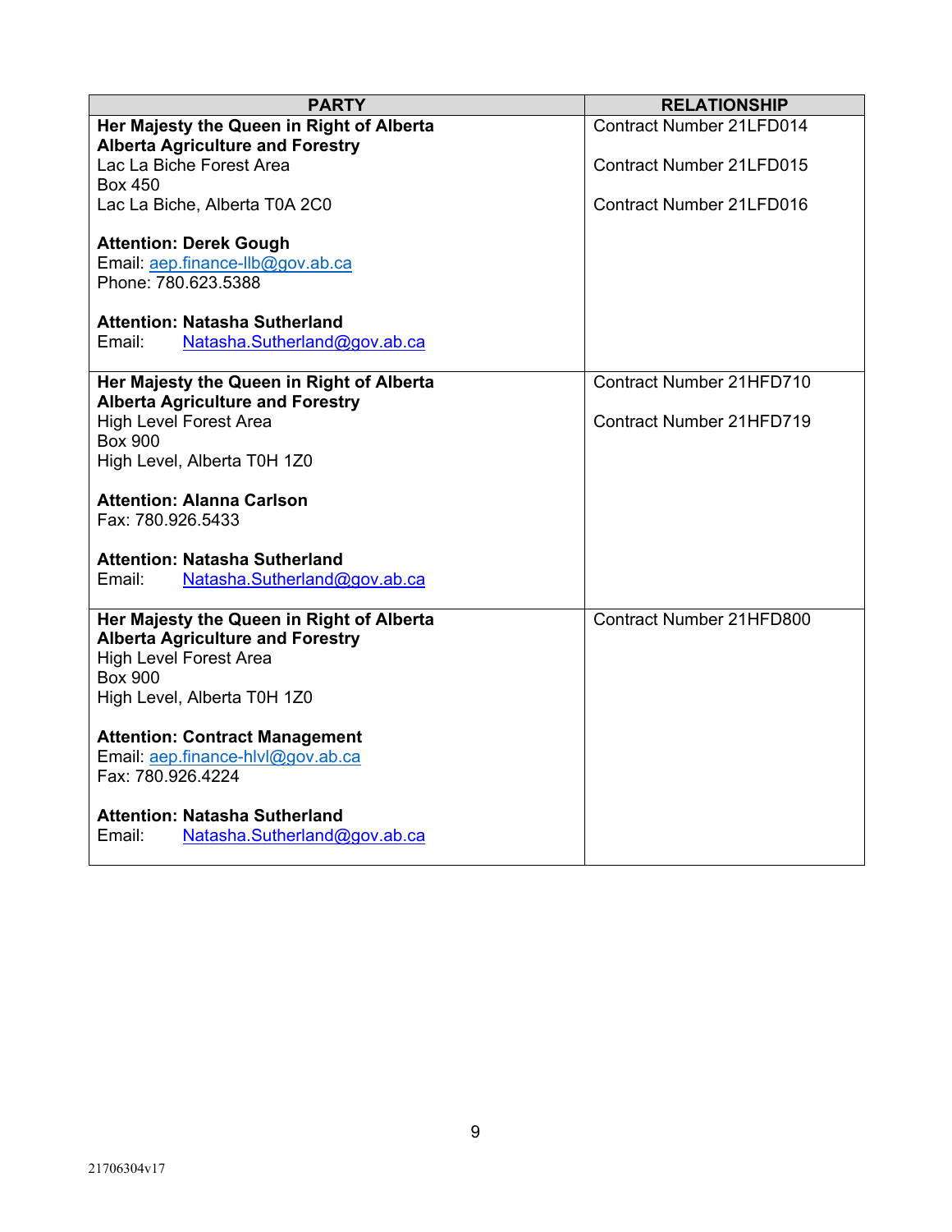| PARTY | RELATIONSHIP |
|---|---|
| **Her Majesty the Queen in Right of Alberta**<br>**Alberta Agriculture and Forestry**<br>Lac La Biche Forest Area<br>Box 450<br>Lac La Biche, Alberta T0A 2C0<br><br>**Attention: Derek Gough**<br>Email: aep.finance-llb@gov.ab.ca<br>Phone: 780.623.5388<br><br>**Attention: Natasha Sutherland**<br>Email: Natasha.Sutherland@gov.ab.ca | Contract Number 21LFD014<br><br>Contract Number 21LFD015<br><br>Contract Number 21LFD016 |
| **Her Majesty the Queen in Right of Alberta**<br>**Alberta Agriculture and Forestry**<br>High Level Forest Area<br>Box 900<br>High Level, Alberta T0H 1Z0<br><br>**Attention: Alanna Carlson**<br>Fax: 780.926.5433<br><br>**Attention: Natasha Sutherland**<br>Email: Natasha.Sutherland@gov.ab.ca | Contract Number 21HFD710<br><br>Contract Number 21HFD719 |
| **Her Majesty the Queen in Right of Alberta**<br>**Alberta Agriculture and Forestry**<br>High Level Forest Area<br>Box 900<br>High Level, Alberta T0H 1Z0<br><br>**Attention: Contract Management**<br>Email: aep.finance-hlvl@gov.ab.ca<br>Fax: 780.926.4224<br><br>**Attention: Natasha Sutherland**<br>Email: Natasha.Sutherland@gov.ab.ca | Contract Number 21HFD800 |

21706304v17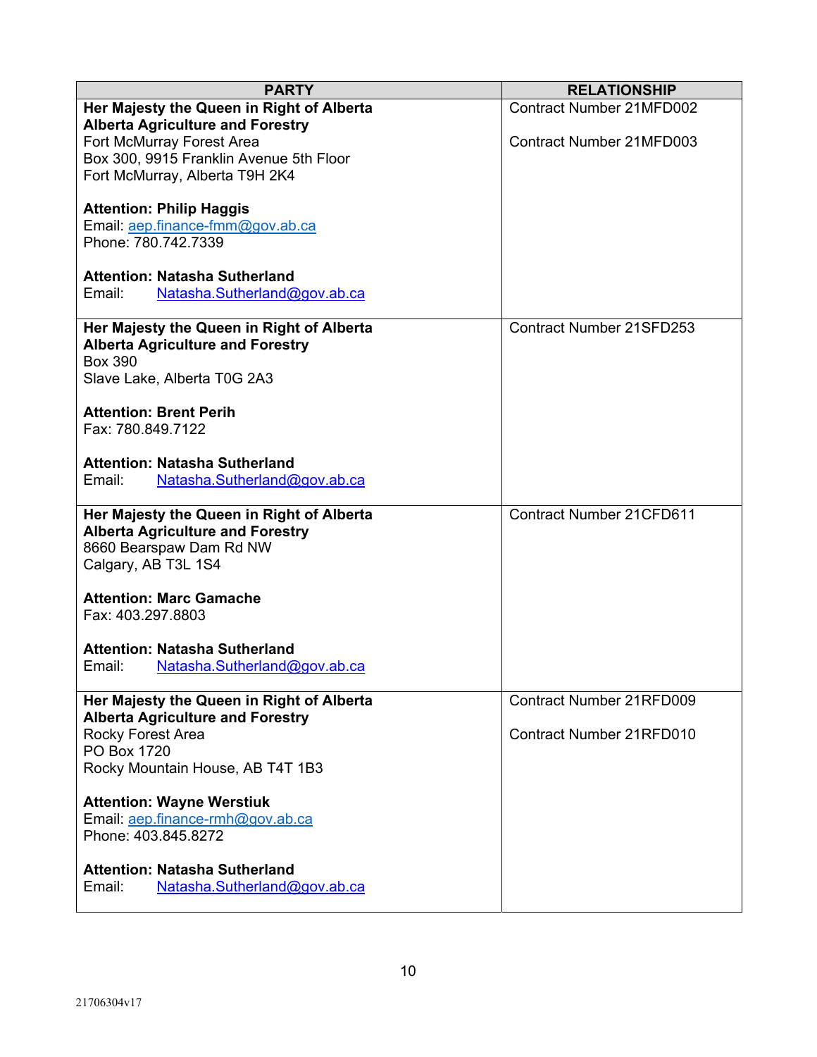| PARTY | RELATIONSHIP |
|---|---|
| **Her Majesty the Queen in Right of Alberta**<br>**Alberta Agriculture and Forestry**<br>Fort McMurray Forest Area<br>Box 300, 9915 Franklin Avenue 5th Floor<br>Fort McMurray, Alberta T9H 2K4<br><br>**Attention: Philip Haggis**<br>Email: aep.finance-fmm@gov.ab.ca<br>Phone: 780.742.7339<br><br>**Attention: Natasha Sutherland**<br>Email: Natasha.Sutherland@gov.ab.ca | Contract Number 21MFD002<br><br>Contract Number 21MFD003 |
| **Her Majesty the Queen in Right of Alberta**<br>**Alberta Agriculture and Forestry**<br>Box 390<br>Slave Lake, Alberta T0G 2A3<br><br>**Attention: Brent Perih**<br>Fax: 780.849.7122<br><br>**Attention: Natasha Sutherland**<br>Email: Natasha.Sutherland@gov.ab.ca | Contract Number 21SFD253 |
| **Her Majesty the Queen in Right of Alberta**<br>**Alberta Agriculture and Forestry**<br>8660 Bearspaw Dam Rd NW<br>Calgary, AB T3L 1S4<br><br>**Attention: Marc Gamache**<br>Fax: 403.297.8803<br><br>**Attention: Natasha Sutherland**<br>Email: Natasha.Sutherland@gov.ab.ca | Contract Number 21CFD611 |
| **Her Majesty the Queen in Right of Alberta**<br>**Alberta Agriculture and Forestry**<br>Rocky Forest Area<br>PO Box 1720<br>Rocky Mountain House, AB T4T 1B3<br><br>**Attention: Wayne Werstiuk**<br>Email: aep.finance-rmh@gov.ab.ca<br>Phone: 403.845.8272<br><br>**Attention: Natasha Sutherland**<br>Email: Natasha.Sutherland@gov.ab.ca | Contract Number 21RFD009<br><br>Contract Number 21RFD010 |

21706304v17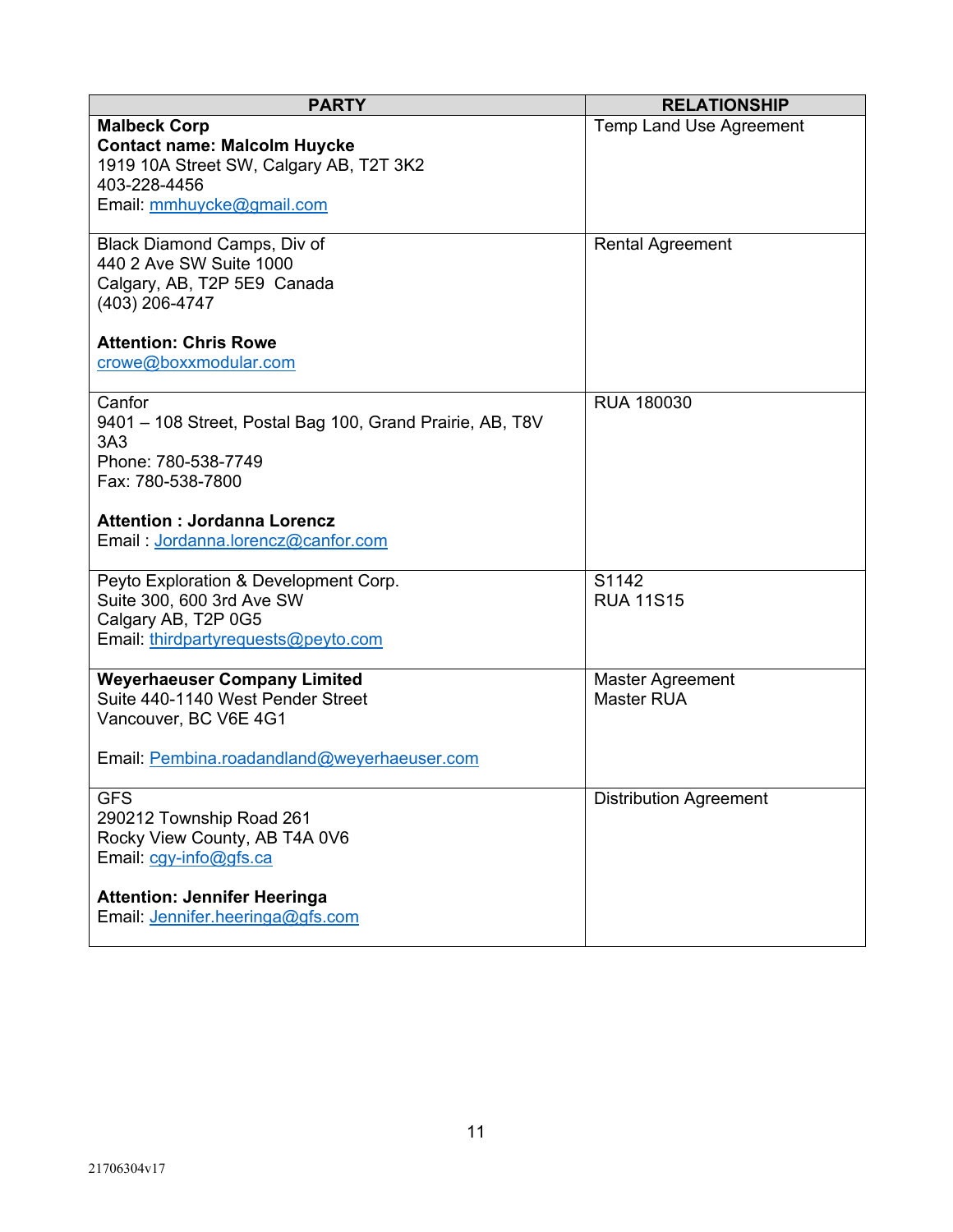| PARTY | RELATIONSHIP |
| --- | --- |
| **Malbeck Corp**<br>**Contact name: Malcolm Huycke**<br>1919 10A Street SW, Calgary AB, T2T 3K2<br>403-228-4456<br>Email: mmhuycke@gmail.com | Temp Land Use Agreement |
| Black Diamond Camps, Div of<br>440 2 Ave SW Suite 1000<br>Calgary, AB, T2P 5E9 Canada<br>(403) 206-4747<br><br>**Attention: Chris Rowe**<br>crowe@boxxmodular.com | Rental Agreement |
| Canfor<br>9401 – 108 Street, Postal Bag 100, Grand Prairie, AB, T8V 3A3<br>Phone: 780-538-7749<br>Fax: 780-538-7800<br><br>**Attention : Jordanna Lorencz**<br>Email : Jordanna.lorencz@canfor.com | RUA 180030 |
| Peyto Exploration & Development Corp.<br>Suite 300, 600 3rd Ave SW<br>Calgary AB, T2P 0G5<br>Email: thirdpartyrequests@peyto.com | S1142<br>RUA 11S15 |
| **Weyerhaeuser Company Limited**<br>Suite 440-1140 West Pender Street<br>Vancouver, BC V6E 4G1<br><br>Email: Pembina.roadandland@weyerhaeuser.com | Master Agreement<br>Master RUA |
| GFS<br>290212 Township Road 261<br>Rocky View County, AB T4A 0V6<br>Email: cgy-info@gfs.ca<br><br>**Attention: Jennifer Heeringa**<br>Email: Jennifer.heeringa@gfs.com | Distribution Agreement |

21706304v17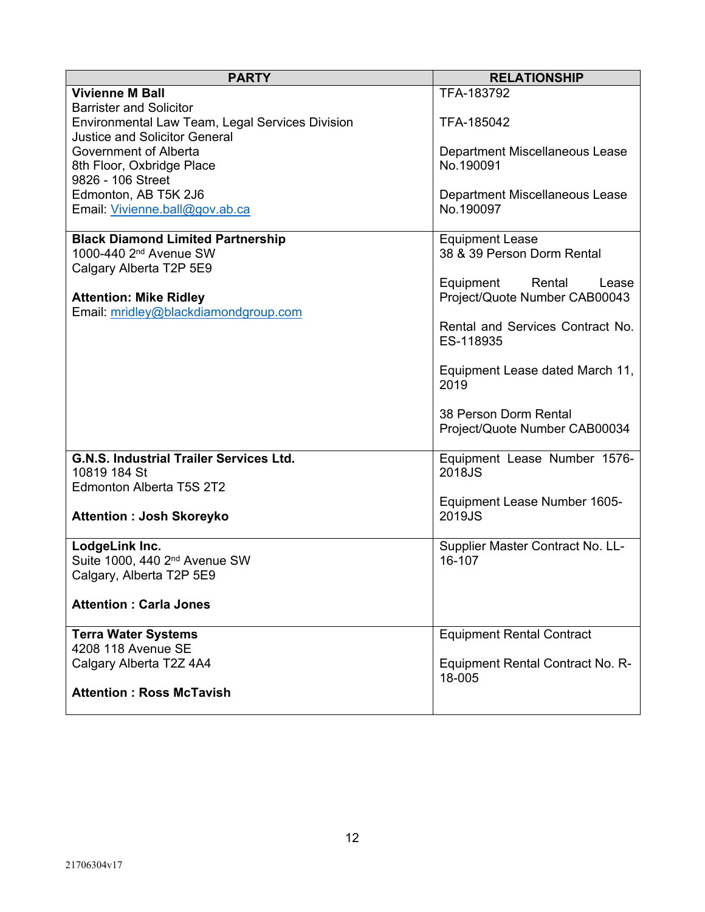| PARTY | RELATIONSHIP |
|---|---|
| **Vivienne M Ball**<br>Barrister and Solicitor<br>Environmental Law Team, Legal Services Division<br>Justice and Solicitor General<br>Government of Alberta<br>8th Floor, Oxbridge Place<br>9826 - 106 Street<br>Edmonton, AB T5K 2J6<br>Email: Vivienne.ball@gov.ab.ca | TFA-183792<br><br>TFA-185042<br><br>Department Miscellaneous Lease No.190091<br><br>Department Miscellaneous Lease No.190097 |
| **Black Diamond Limited Partnership**<br>1000-440 2nd Avenue SW<br>Calgary Alberta T2P 5E9<br><br>**Attention: Mike Ridley**<br>Email: mridley@blackdiamondgroup.com | Equipment Lease<br>38 & 39 Person Dorm Rental<br><br>Equipment Rental Lease Project/Quote Number CAB00043<br><br>Rental and Services Contract No. ES-118935<br><br>Equipment Lease dated March 11, 2019<br><br>38 Person Dorm Rental<br>Project/Quote Number CAB00034 |
| **G.N.S. Industrial Trailer Services Ltd.**<br>10819 184 St<br>Edmonton Alberta T5S 2T2<br><br>**Attention : Josh Skoreyko** | Equipment Lease Number 1576-2018JS<br><br>Equipment Lease Number 1605-2019JS |
| **LodgeLink Inc.**<br>Suite 1000, 440 2nd Avenue SW<br>Calgary, Alberta T2P 5E9<br><br>**Attention : Carla Jones** | Supplier Master Contract No. LL-16-107 |
| **Terra Water Systems**<br>4208 118 Avenue SE<br>Calgary Alberta T2Z 4A4<br><br>**Attention : Ross McTavish** | Equipment Rental Contract<br><br>Equipment Rental Contract No. R-18-005 |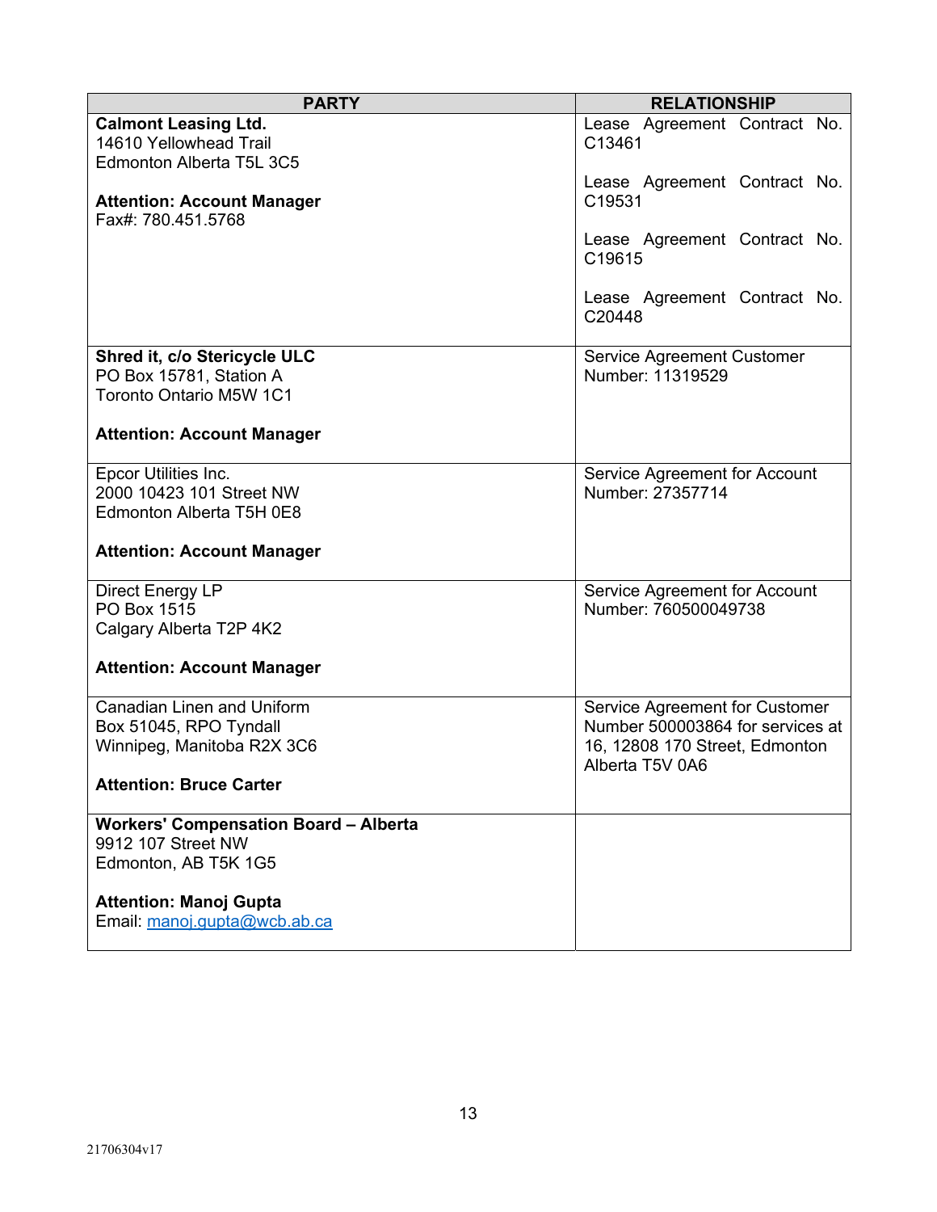| PARTY | RELATIONSHIP |
| --- | --- |
| **Calmont Leasing Ltd.**<br>14610 Yellowhead Trail<br>Edmonton Alberta T5L 3C5<br><br>**Attention: Account Manager**<br>Fax#: 780.451.5768 | Lease Agreement Contract No. C13461<br><br>Lease Agreement Contract No. C19531<br><br>Lease Agreement Contract No. C19615<br><br>Lease Agreement Contract No. C20448 |
| **Shred it, c/o Stericycle ULC**<br>PO Box 15781, Station A<br>Toronto Ontario M5W 1C1<br><br>**Attention: Account Manager** | Service Agreement Customer Number: 11319529 |
| Epcor Utilities Inc.<br>2000 10423 101 Street NW<br>Edmonton Alberta T5H 0E8<br><br>**Attention: Account Manager** | Service Agreement for Account Number: 27357714 |
| Direct Energy LP<br>PO Box 1515<br>Calgary Alberta T2P 4K2<br><br>**Attention: Account Manager** | Service Agreement for Account Number: 760500049738 |
| Canadian Linen and Uniform<br>Box 51045, RPO Tyndall<br>Winnipeg, Manitoba R2X 3C6<br><br>**Attention: Bruce Carter** | Service Agreement for Customer Number 500003864 for services at 16, 12808 170 Street, Edmonton Alberta T5V 0A6 |
| **Workers' Compensation Board – Alberta**<br>9912 107 Street NW<br>Edmonton, AB T5K 1G5<br><br>**Attention: Manoj Gupta**<br>Email: manoj.gupta@wcb.ab.ca | |

21706304v17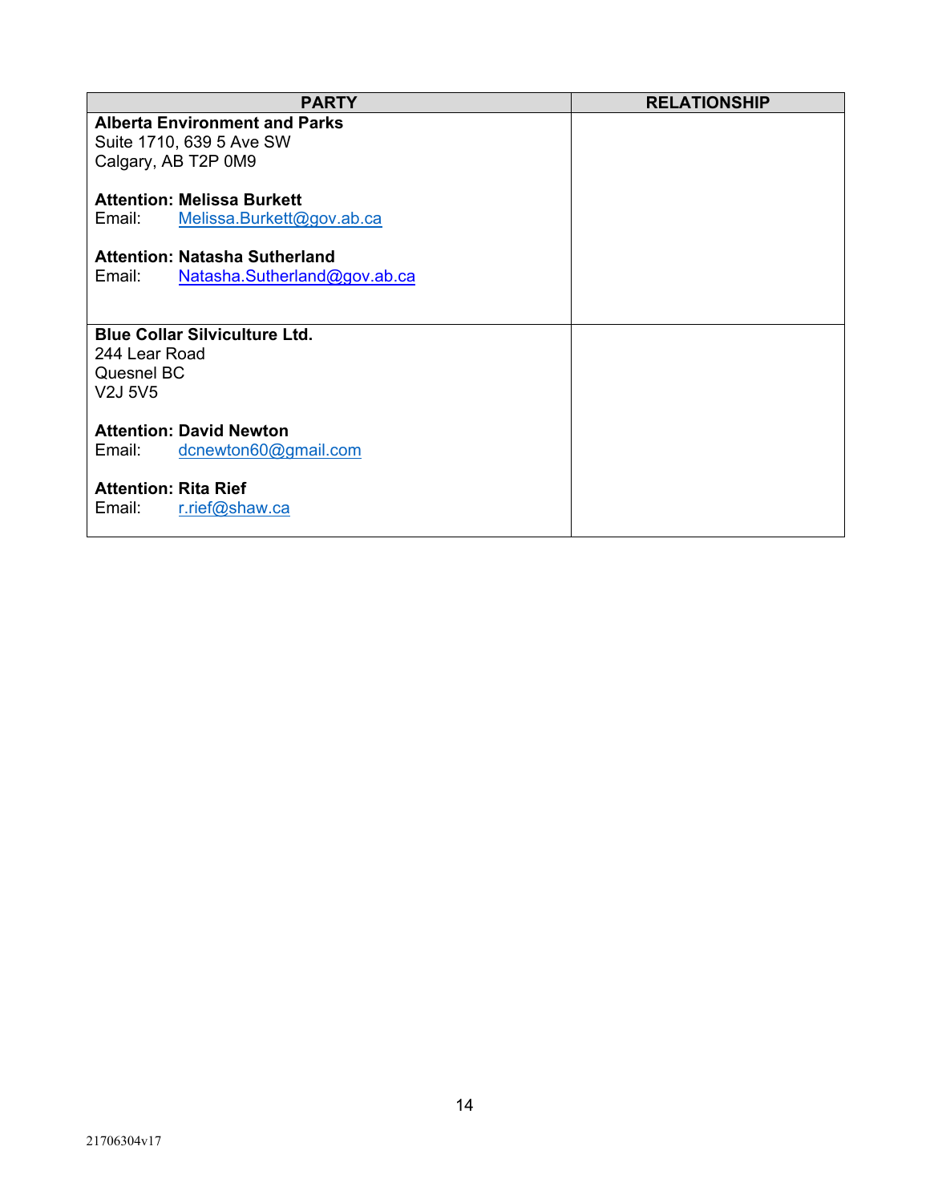| PARTY | RELATIONSHIP |
| --- | --- |
| **Alberta Environment and Parks**<br>Suite 1710, 639 5 Ave SW<br>Calgary, AB T2P 0M9<br><br>**Attention: Melissa Burkett**<br>Email: Melissa.Burkett@gov.ab.ca<br><br>**Attention: Natasha Sutherland**<br>Email: Natasha.Sutherland@gov.ab.ca | |
| **Blue Collar Silviculture Ltd.**<br>244 Lear Road<br>Quesnel BC<br>V2J 5V5<br><br>**Attention: David Newton**<br>Email: dcnewton60@gmail.com<br><br>**Attention: Rita Rief**<br>Email: r.rief@shaw.ca | |

21706304v17